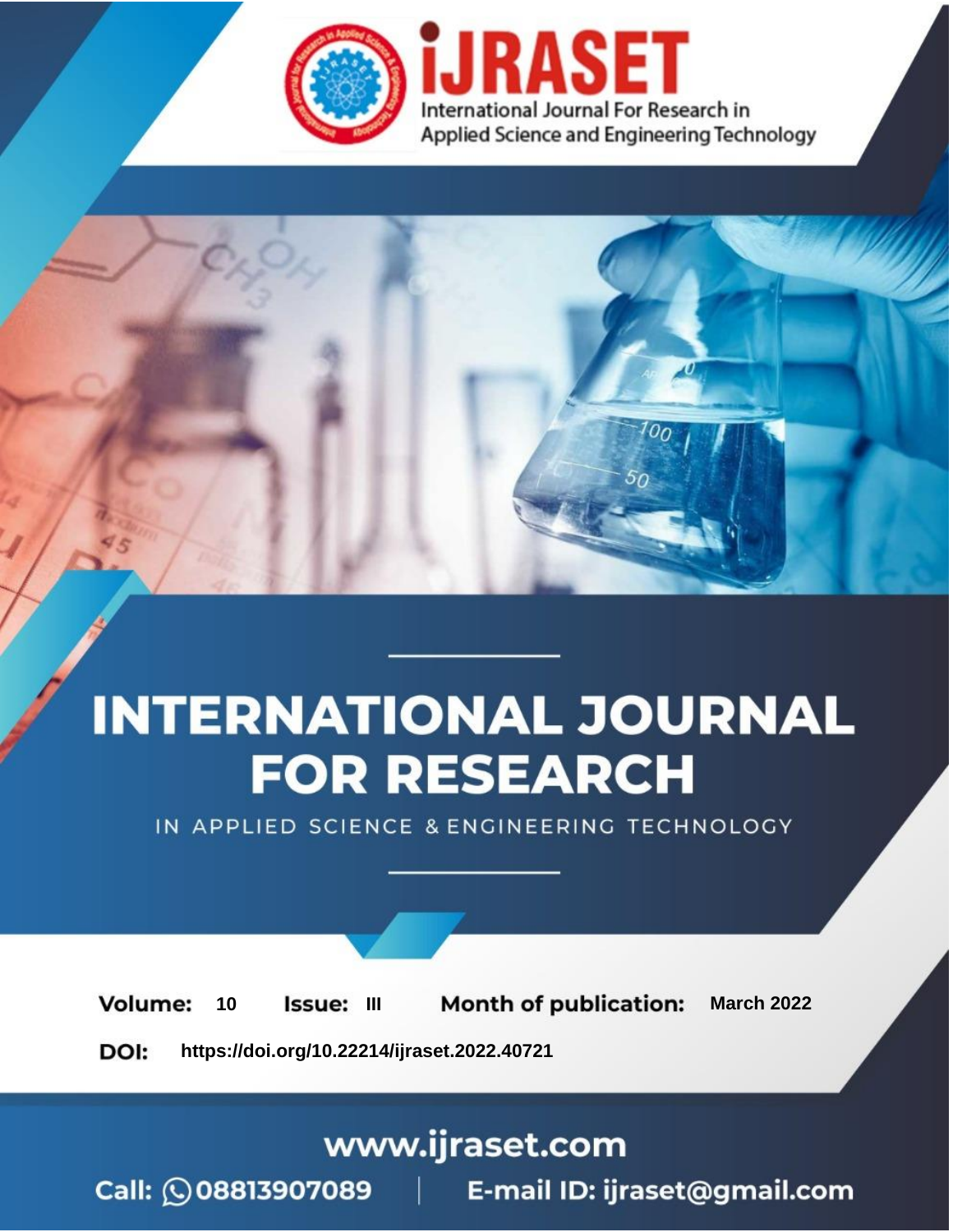# INTERNATIONAL JOURNAL FOR RESEARCH

IN APPLIED SCIENCE & ENGINEERING TECHNOLOGY

iJRASET

International Journal For Research in Applied Science and Engineering Technology

**Volume:** 10 **Issue:** III **Month of publication:** March 2022

**DOI:** https://doi.org/10.22214/ijraset.2022.40721

www.ijraset.com

Call: 08813907089 | E-mail ID: ijraset@gmail.com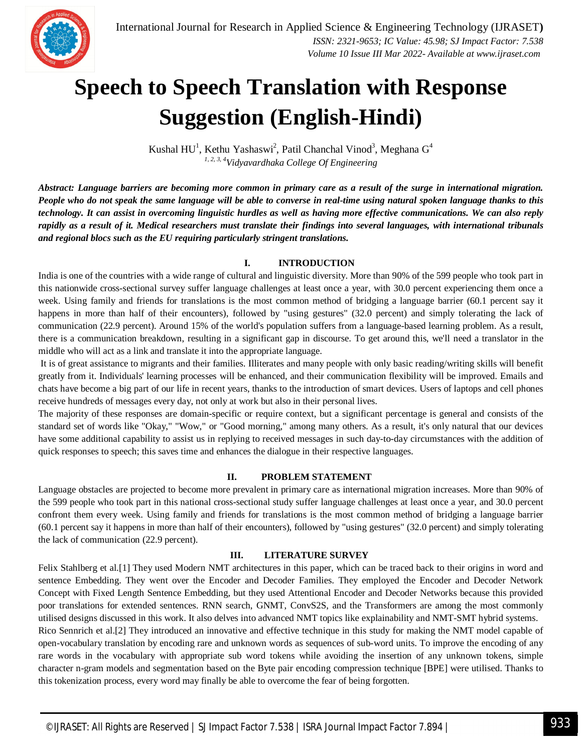# Speech to Speech Translation with Response Suggestion (English-Hindi)

Kushal HU[1], Kethu Yashaswi[2], Patil Chanchal Vinod[3], Meghana G[4]

[1, 2, 3, 4]*Vidyavardhaka College Of Engineering*

***Abstract:** Language barriers are becoming more common in primary care as a result of the surge in international migration. People who do not speak the same language will be able to converse in real-time using natural spoken language thanks to this technology. It can assist in overcoming linguistic hurdles as well as having more effective communications. We can also reply rapidly as a result of it. Medical researchers must translate their findings into several languages, with international tribunals and regional blocs such as the EU requiring particularly stringent translations.*

## I. INTRODUCTION

India is one of the countries with a wide range of cultural and linguistic diversity. More than 90% of the 599 people who took part in this nationwide cross-sectional survey suffer language challenges at least once a year, with 30.0 percent experiencing them once a week. Using family and friends for translations is the most common method of bridging a language barrier (60.1 percent say it happens in more than half of their encounters), followed by "using gestures" (32.0 percent) and simply tolerating the lack of communication (22.9 percent). Around 15% of the world's population suffers from a language-based learning problem. As a result, there is a communication breakdown, resulting in a significant gap in discourse. To get around this, we'll need a translator in the middle who will act as a link and translate it into the appropriate language.

It is of great assistance to migrants and their families. Illiterates and many people with only basic reading/writing skills will benefit greatly from it. Individuals' learning processes will be enhanced, and their communication flexibility will be improved. Emails and chats have become a big part of our life in recent years, thanks to the introduction of smart devices. Users of laptops and cell phones receive hundreds of messages every day, not only at work but also in their personal lives.

The majority of these responses are domain-specific or require context, but a significant percentage is general and consists of the standard set of words like "Okay," "Wow," or "Good morning," among many others. As a result, it's only natural that our devices have some additional capability to assist us in replying to received messages in such day-to-day circumstances with the addition of quick responses to speech; this saves time and enhances the dialogue in their respective languages.

## II. PROBLEM STATEMENT

Language obstacles are projected to become more prevalent in primary care as international migration increases. More than 90% of the 599 people who took part in this national cross-sectional study suffer language challenges at least once a year, and 30.0 percent confront them every week. Using family and friends for translations is the most common method of bridging a language barrier (60.1 percent say it happens in more than half of their encounters), followed by "using gestures" (32.0 percent) and simply tolerating the lack of communication (22.9 percent).

## III. LITERATURE SURVEY

Felix Stahlberg et al.[1] They used Modern NMT architectures in this paper, which can be traced back to their origins in word and sentence Embedding. They went over the Encoder and Decoder Families. They employed the Encoder and Decoder Network Concept with Fixed Length Sentence Embedding, but they used Attentional Encoder and Decoder Networks because this provided poor translations for extended sentences. RNN search, GNMT, ConvS2S, and the Transformers are among the most commonly utilised designs discussed in this work. It also delves into advanced NMT topics like explainability and NMT-SMT hybrid systems.

Rico Sennrich et al.[2] They introduced an innovative and effective technique in this study for making the NMT model capable of open-vocabulary translation by encoding rare and unknown words as sequences of sub-word units. To improve the encoding of any rare words in the vocabulary with appropriate sub word tokens while avoiding the insertion of any unknown tokens, simple character n-gram models and segmentation based on the Byte pair encoding compression technique [BPE] were utilised. Thanks to this tokenization process, every word may finally be able to overcome the fear of being forgotten.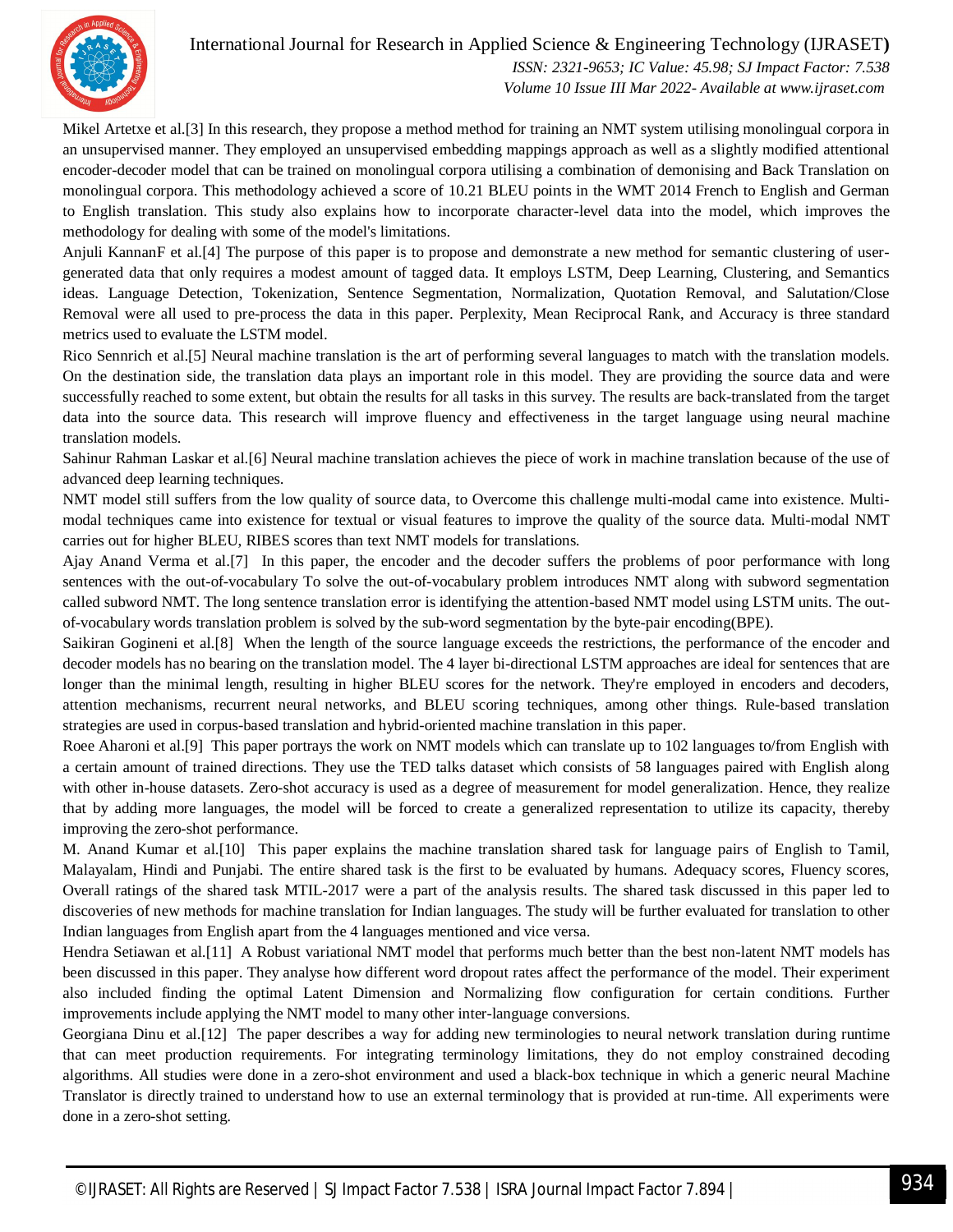Mikel Artetxe et al.[3] In this research, they propose a method method for training an NMT system utilising monolingual corpora in an unsupervised manner. They employed an unsupervised embedding mappings approach as well as a slightly modified attentional encoder-decoder model that can be trained on monolingual corpora utilising a combination of demonising and Back Translation on monolingual corpora. This methodology achieved a score of 10.21 BLEU points in the WMT 2014 French to English and German to English translation. This study also explains how to incorporate character-level data into the model, which improves the methodology for dealing with some of the model's limitations.

Anjuli KannanF et al.[4] The purpose of this paper is to propose and demonstrate a new method for semantic clustering of user-generated data that only requires a modest amount of tagged data. It employs LSTM, Deep Learning, Clustering, and Semantics ideas. Language Detection, Tokenization, Sentence Segmentation, Normalization, Quotation Removal, and Salutation/Close Removal were all used to pre-process the data in this paper. Perplexity, Mean Reciprocal Rank, and Accuracy is three standard metrics used to evaluate the LSTM model.

Rico Sennrich et al.[5] Neural machine translation is the art of performing several languages to match with the translation models. On the destination side, the translation data plays an important role in this model. They are providing the source data and were successfully reached to some extent, but obtain the results for all tasks in this survey. The results are back-translated from the target data into the source data. This research will improve fluency and effectiveness in the target language using neural machine translation models.

Sahinur Rahman Laskar et al.[6] Neural machine translation achieves the piece of work in machine translation because of the use of advanced deep learning techniques.

NMT model still suffers from the low quality of source data, to Overcome this challenge multi-modal came into existence. Multi-modal techniques came into existence for textual or visual features to improve the quality of the source data. Multi-modal NMT carries out for higher BLEU, RIBES scores than text NMT models for translations.

Ajay Anand Verma et al.[7] In this paper, the encoder and the decoder suffers the problems of poor performance with long sentences with the out-of-vocabulary To solve the out-of-vocabulary problem introduces NMT along with subword segmentation called subword NMT. The long sentence translation error is identifying the attention-based NMT model using LSTM units. The out-of-vocabulary words translation problem is solved by the sub-word segmentation by the byte-pair encoding(BPE).

Saikiran Gogineni et al.[8] When the length of the source language exceeds the restrictions, the performance of the encoder and decoder models has no bearing on the translation model. The 4 layer bi-directional LSTM approaches are ideal for sentences that are longer than the minimal length, resulting in higher BLEU scores for the network. They're employed in encoders and decoders, attention mechanisms, recurrent neural networks, and BLEU scoring techniques, among other things. Rule-based translation strategies are used in corpus-based translation and hybrid-oriented machine translation in this paper.

Roee Aharoni et al.[9] This paper portrays the work on NMT models which can translate up to 102 languages to/from English with a certain amount of trained directions. They use the TED talks dataset which consists of 58 languages paired with English along with other in-house datasets. Zero-shot accuracy is used as a degree of measurement for model generalization. Hence, they realize that by adding more languages, the model will be forced to create a generalized representation to utilize its capacity, thereby improving the zero-shot performance.

M. Anand Kumar et al.[10] This paper explains the machine translation shared task for language pairs of English to Tamil, Malayalam, Hindi and Punjabi. The entire shared task is the first to be evaluated by humans. Adequacy scores, Fluency scores, Overall ratings of the shared task MTIL-2017 were a part of the analysis results. The shared task discussed in this paper led to discoveries of new methods for machine translation for Indian languages. The study will be further evaluated for translation to other Indian languages from English apart from the 4 languages mentioned and vice versa.

Hendra Setiawan et al.[11] A Robust variational NMT model that performs much better than the best non-latent NMT models has been discussed in this paper. They analyse how different word dropout rates affect the performance of the model. Their experiment also included finding the optimal Latent Dimension and Normalizing flow configuration for certain conditions. Further improvements include applying the NMT model to many other inter-language conversions.

Georgiana Dinu et al.[12] The paper describes a way for adding new terminologies to neural network translation during runtime that can meet production requirements. For integrating terminology limitations, they do not employ constrained decoding algorithms. All studies were done in a zero-shot environment and used a black-box technique in which a generic neural Machine Translator is directly trained to understand how to use an external terminology that is provided at run-time. All experiments were done in a zero-shot setting.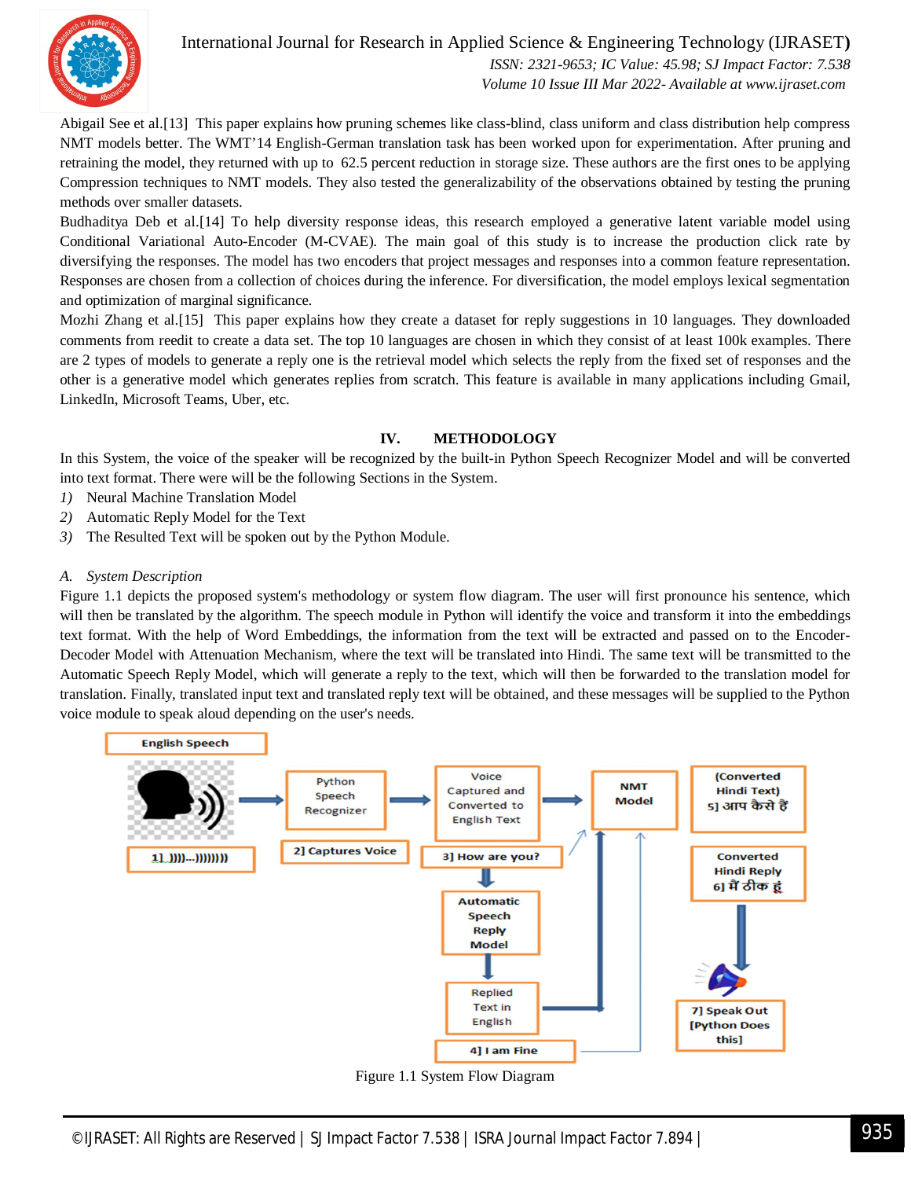Abigail See et al.[13] This paper explains how pruning schemes like class-blind, class uniform and class distribution help compress NMT models better. The WMT'14 English-German translation task has been worked upon for experimentation. After pruning and retraining the model, they returned with up to 62.5 percent reduction in storage size. These authors are the first ones to be applying Compression techniques to NMT models. They also tested the generalizability of the observations obtained by testing the pruning methods over smaller datasets.

Budhaditya Deb et al.[14] To help diversity response ideas, this research employed a generative latent variable model using Conditional Variational Auto-Encoder (M-CVAE). The main goal of this study is to increase the production click rate by diversifying the responses. The model has two encoders that project messages and responses into a common feature representation. Responses are chosen from a collection of choices during the inference. For diversification, the model employs lexical segmentation and optimization of marginal significance.

Mozhi Zhang et al.[15] This paper explains how they create a dataset for reply suggestions in 10 languages. They downloaded comments from reedit to create a data set. The top 10 languages are chosen in which they consist of at least 100k examples. There are 2 types of models to generate a reply one is the retrieval model which selects the reply from the fixed set of responses and the other is a generative model which generates replies from scratch. This feature is available in many applications including Gmail, LinkedIn, Microsoft Teams, Uber, etc.

## IV. METHODOLOGY

In this System, the voice of the speaker will be recognized by the built-in Python Speech Recognizer Model and will be converted into text format. There were will be the following Sections in the System.

1) Neural Machine Translation Model
2) Automatic Reply Model for the Text
3) The Resulted Text will be spoken out by the Python Module.

### *A. System Description*

Figure 1.1 depicts the proposed system's methodology or system flow diagram. The user will first pronounce his sentence, which will then be translated by the algorithm. The speech module in Python will identify the voice and transform it into the embeddings text format. With the help of Word Embeddings, the information from the text will be extracted and passed on to the Encoder-Decoder Model with Attenuation Mechanism, where the text will be translated into Hindi. The same text will be transmitted to the Automatic Speech Reply Model, which will generate a reply to the text, which will then be forwarded to the translation model for translation. Finally, translated input text and translated reply text will be obtained, and these messages will be supplied to the Python voice module to speak aloud depending on the user's needs.

Figure 1.1 System Flow Diagram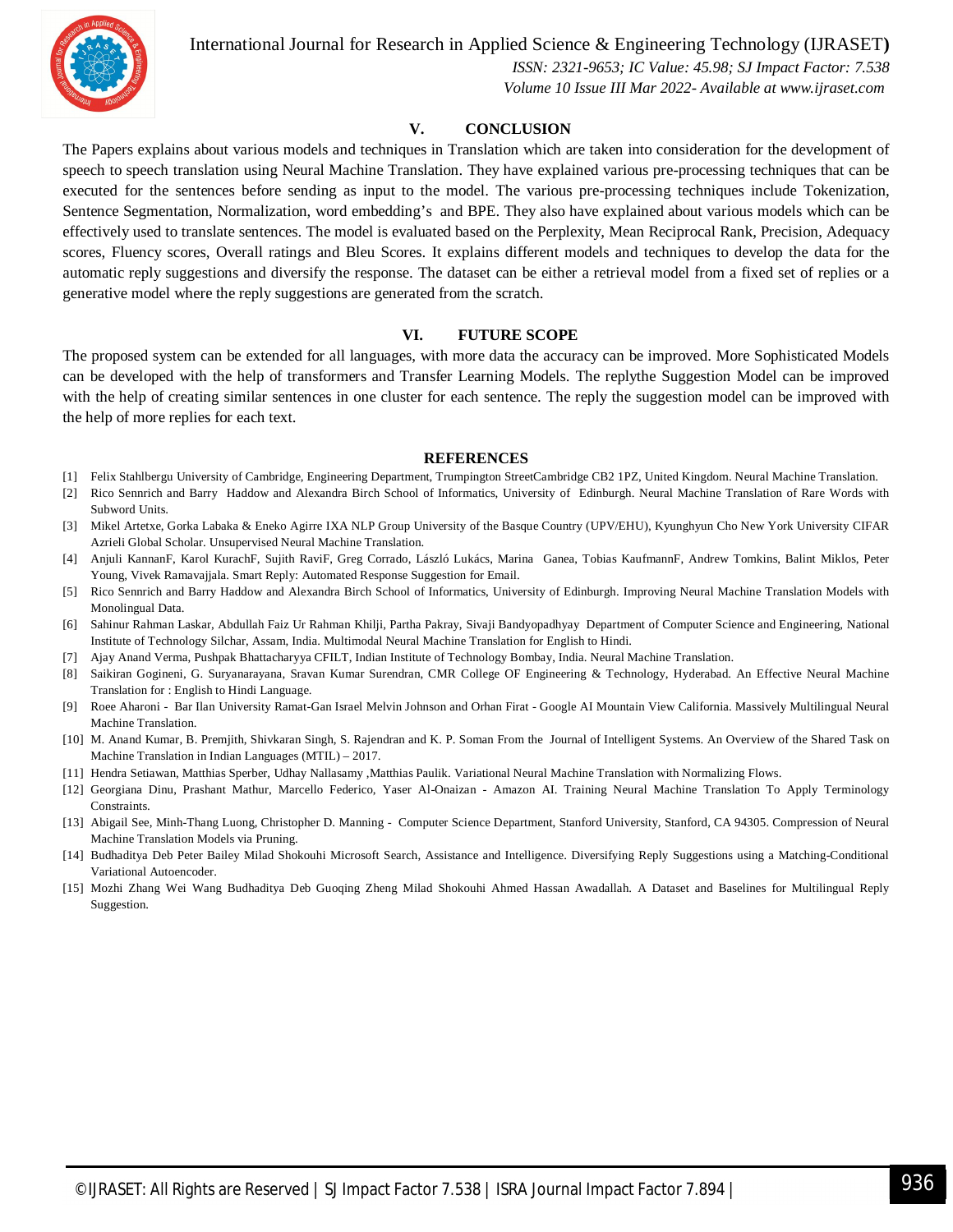## V. CONCLUSION

The Papers explains about various models and techniques in Translation which are taken into consideration for the development of speech to speech translation using Neural Machine Translation. They have explained various pre-processing techniques that can be executed for the sentences before sending as input to the model. The various pre-processing techniques include Tokenization, Sentence Segmentation, Normalization, word embedding's and BPE. They also have explained about various models which can be effectively used to translate sentences. The model is evaluated based on the Perplexity, Mean Reciprocal Rank, Precision, Adequacy scores, Fluency scores, Overall ratings and Bleu Scores. It explains different models and techniques to develop the data for the automatic reply suggestions and diversify the response. The dataset can be either a retrieval model from a fixed set of replies or a generative model where the reply suggestions are generated from the scratch.

## VI. FUTURE SCOPE

The proposed system can be extended for all languages, with more data the accuracy can be improved. More Sophisticated Models can be developed with the help of transformers and Transfer Learning Models. The replythe Suggestion Model can be improved with the help of creating similar sentences in one cluster for each sentence. The reply the suggestion model can be improved with the help of more replies for each text.

## REFERENCES

[1] Felix Stahlbergu University of Cambridge, Engineering Department, Trumpington StreetCambridge CB2 1PZ, United Kingdom. Neural Machine Translation.

[2] Rico Sennrich and Barry Haddow and Alexandra Birch School of Informatics, University of Edinburgh. Neural Machine Translation of Rare Words with Subword Units.

[3] Mikel Artetxe, Gorka Labaka & Eneko Agirre IXA NLP Group University of the Basque Country (UPV/EHU), Kyunghyun Cho New York University CIFAR Azrieli Global Scholar. Unsupervised Neural Machine Translation.

[4] Anjuli KannanF, Karol KurachF, Sujith RaviF, Greg Corrado, László Lukács, Marina Ganea, Tobias KaufmannF, Andrew Tomkins, Balint Miklos, Peter Young, Vivek Ramavajjala. Smart Reply: Automated Response Suggestion for Email.

[5] Rico Sennrich and Barry Haddow and Alexandra Birch School of Informatics, University of Edinburgh. Improving Neural Machine Translation Models with Monolingual Data.

[6] Sahinur Rahman Laskar, Abdullah Faiz Ur Rahman Khilji, Partha Pakray, Sivaji Bandyopadhyay Department of Computer Science and Engineering, National Institute of Technology Silchar, Assam, India. Multimodal Neural Machine Translation for English to Hindi.

[7] Ajay Anand Verma, Pushpak Bhattacharyya CFILT, Indian Institute of Technology Bombay, India. Neural Machine Translation.

[8] Saikiran Gogineni, G. Suryanarayana, Sravan Kumar Surendran, CMR College OF Engineering & Technology, Hyderabad. An Effective Neural Machine Translation for : English to Hindi Language.

[9] Roee Aharoni - Bar Ilan University Ramat-Gan Israel Melvin Johnson and Orhan Firat - Google AI Mountain View California. Massively Multilingual Neural Machine Translation.

[10] M. Anand Kumar, B. Premjith, Shivkaran Singh, S. Rajendran and K. P. Soman From the Journal of Intelligent Systems. An Overview of the Shared Task on Machine Translation in Indian Languages (MTIL) – 2017.

[11] Hendra Setiawan, Matthias Sperber, Udhay Nallasamy ,Matthias Paulik. Variational Neural Machine Translation with Normalizing Flows.

[12] Georgiana Dinu, Prashant Mathur, Marcello Federico, Yaser Al-Onaizan - Amazon AI. Training Neural Machine Translation To Apply Terminology Constraints.

[13] Abigail See, Minh-Thang Luong, Christopher D. Manning - Computer Science Department, Stanford University, Stanford, CA 94305. Compression of Neural Machine Translation Models via Pruning.

[14] Budhaditya Deb Peter Bailey Milad Shokouhi Microsoft Search, Assistance and Intelligence. Diversifying Reply Suggestions using a Matching-Conditional Variational Autoencoder.

[15] Mozhi Zhang Wei Wang Budhaditya Deb Guoqing Zheng Milad Shokouhi Ahmed Hassan Awadallah. A Dataset and Baselines for Multilingual Reply Suggestion.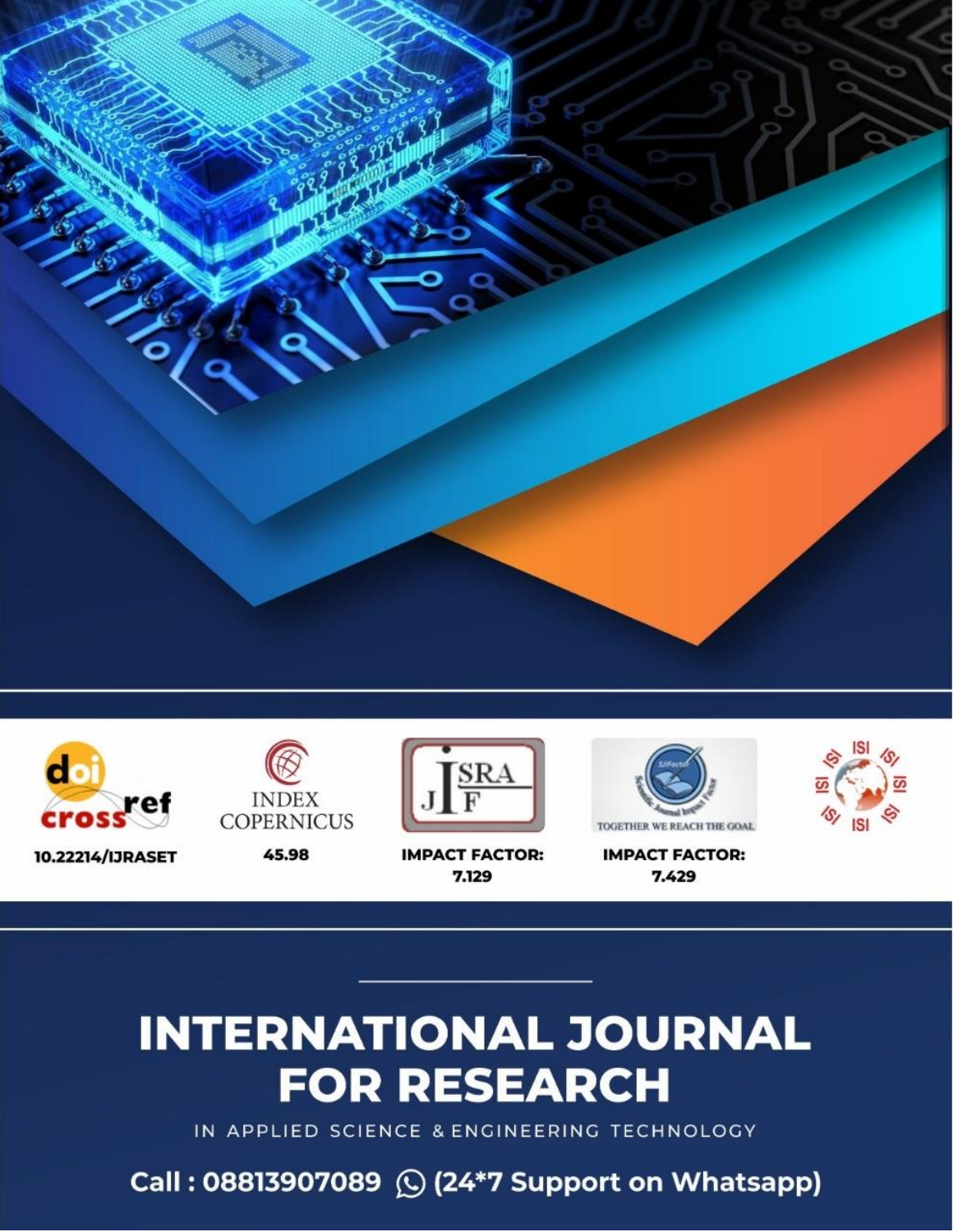10.22214/IJRASET

INDEX COPERNICUS

45.98

IMPACT FACTOR: 7.129

IMPACT FACTOR: 7.429

# INTERNATIONAL JOURNAL FOR RESEARCH

IN APPLIED SCIENCE & ENGINEERING TECHNOLOGY

Call : 08813907089 (24*7 Support on Whatsapp)